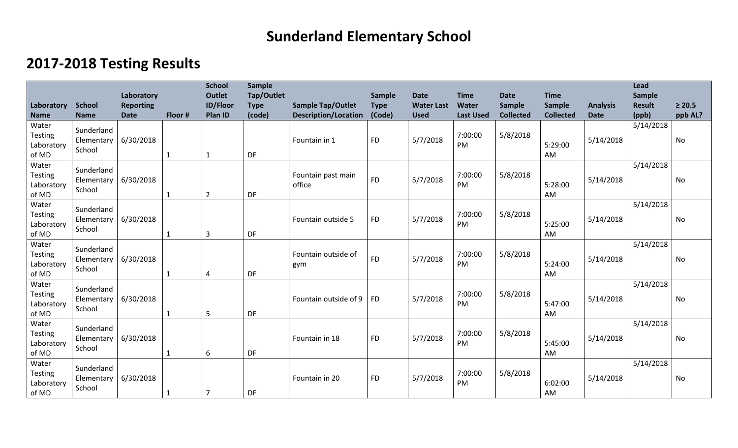# Sunderland Elementary School

## 2017-2018 Testing Results

| Laboratory Name | School Name | Laboratory Reporting Date | Floor # | School Outlet ID/Floor Plan ID | Sample Tap/Outlet Type (code) | Sample Tap/Outlet Description/Location | Sample Type (Code) | Date Water Last Used | Time Water Last Used | Date Sample Collected | Time Sample Collected | Analysis Date | Lead Sample Result (ppb) | ≥ 20.5 ppb AL? |
|---|---|---|---|---|---|---|---|---|---|---|---|---|---|---|
| Water Testing Laboratory of MD | Sunderland Elementary School | 6/30/2018 | 1 | 1 | DF | Fountain in 1 | FD | 5/7/2018 | 7:00:00 PM | 5/8/2018 | 5:29:00 AM | 5/14/2018 | 5/14/2018 | No |
| Water Testing Laboratory of MD | Sunderland Elementary School | 6/30/2018 | 1 | 2 | DF | Fountain past main office | FD | 5/7/2018 | 7:00:00 PM | 5/8/2018 | 5:28:00 AM | 5/14/2018 | 5/14/2018 | No |
| Water Testing Laboratory of MD | Sunderland Elementary School | 6/30/2018 | 1 | 3 | DF | Fountain outside 5 | FD | 5/7/2018 | 7:00:00 PM | 5/8/2018 | 5:25:00 AM | 5/14/2018 | 5/14/2018 | No |
| Water Testing Laboratory of MD | Sunderland Elementary School | 6/30/2018 | 1 | 4 | DF | Fountain outside of gym | FD | 5/7/2018 | 7:00:00 PM | 5/8/2018 | 5:24:00 AM | 5/14/2018 | 5/14/2018 | No |
| Water Testing Laboratory of MD | Sunderland Elementary School | 6/30/2018 | 1 | 5 | DF | Fountain outside of 9 | FD | 5/7/2018 | 7:00:00 PM | 5/8/2018 | 5:47:00 AM | 5/14/2018 | 5/14/2018 | No |
| Water Testing Laboratory of MD | Sunderland Elementary School | 6/30/2018 | 1 | 6 | DF | Fountain in 18 | FD | 5/7/2018 | 7:00:00 PM | 5/8/2018 | 5:45:00 AM | 5/14/2018 | 5/14/2018 | No |
| Water Testing Laboratory of MD | Sunderland Elementary School | 6/30/2018 | 1 | 7 | DF | Fountain in 20 | FD | 5/7/2018 | 7:00:00 PM | 5/8/2018 | 6:02:00 AM | 5/14/2018 | 5/14/2018 | No |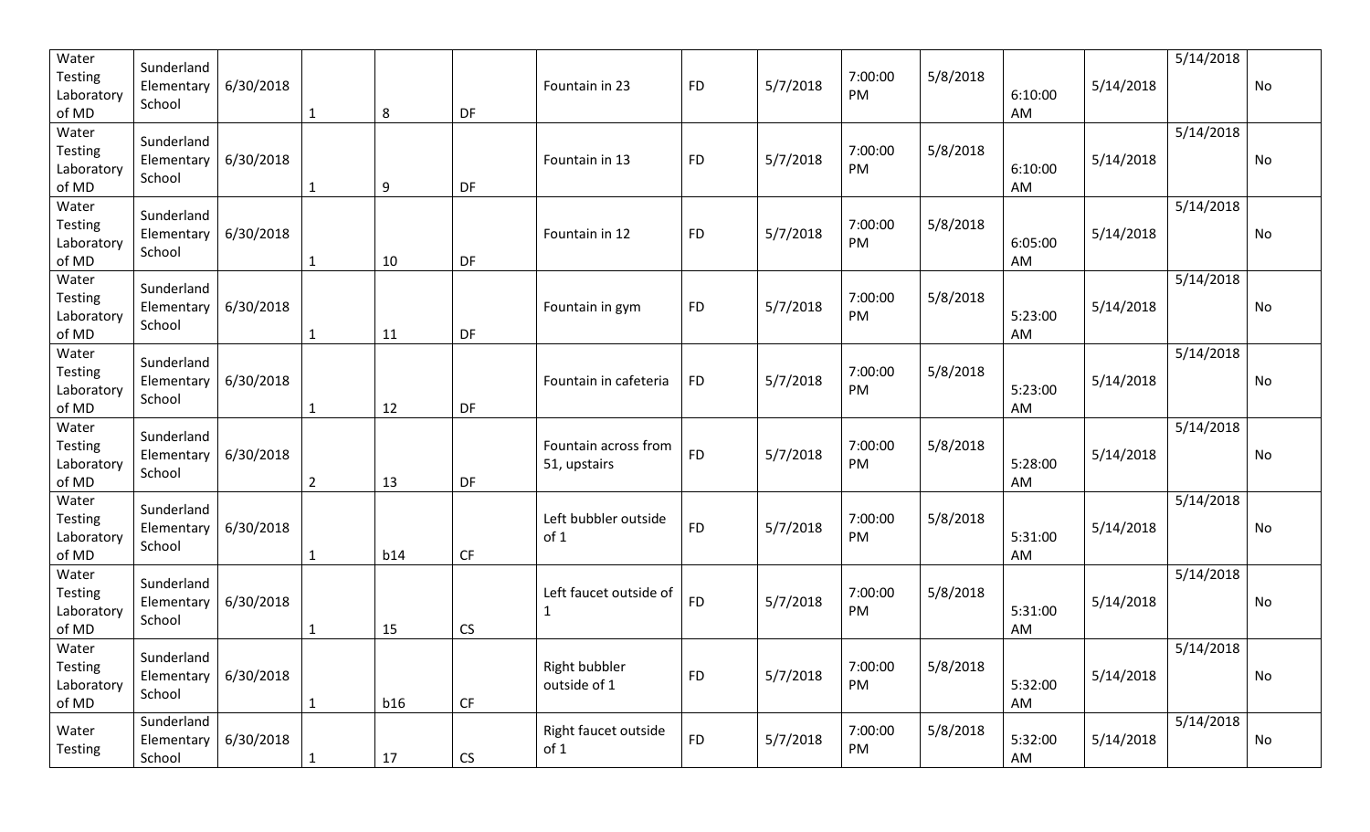| | | | | | | | | | | | | | | |
|---|---|---|---|---|---|---|---|---|---|---|---|---|---|---|
| Water Testing Laboratory of MD | Sunderland Elementary School | 6/30/2018 | 1 | 8 | DF | Fountain in 23 | FD | 5/7/2018 | 7:00:00 PM | 5/8/2018 | 6:10:00 AM | 5/14/2018 | 5/14/2018 | No |
| Water Testing Laboratory of MD | Sunderland Elementary School | 6/30/2018 | 1 | 9 | DF | Fountain in 13 | FD | 5/7/2018 | 7:00:00 PM | 5/8/2018 | 6:10:00 AM | 5/14/2018 | 5/14/2018 | No |
| Water Testing Laboratory of MD | Sunderland Elementary School | 6/30/2018 | 1 | 10 | DF | Fountain in 12 | FD | 5/7/2018 | 7:00:00 PM | 5/8/2018 | 6:05:00 AM | 5/14/2018 | 5/14/2018 | No |
| Water Testing Laboratory of MD | Sunderland Elementary School | 6/30/2018 | 1 | 11 | DF | Fountain in gym | FD | 5/7/2018 | 7:00:00 PM | 5/8/2018 | 5:23:00 AM | 5/14/2018 | 5/14/2018 | No |
| Water Testing Laboratory of MD | Sunderland Elementary School | 6/30/2018 | 1 | 12 | DF | Fountain in cafeteria | FD | 5/7/2018 | 7:00:00 PM | 5/8/2018 | 5:23:00 AM | 5/14/2018 | 5/14/2018 | No |
| Water Testing Laboratory of MD | Sunderland Elementary School | 6/30/2018 | 2 | 13 | DF | Fountain across from 51, upstairs | FD | 5/7/2018 | 7:00:00 PM | 5/8/2018 | 5:28:00 AM | 5/14/2018 | 5/14/2018 | No |
| Water Testing Laboratory of MD | Sunderland Elementary School | 6/30/2018 | 1 | b14 | CF | Left bubbler outside of 1 | FD | 5/7/2018 | 7:00:00 PM | 5/8/2018 | 5:31:00 AM | 5/14/2018 | 5/14/2018 | No |
| Water Testing Laboratory of MD | Sunderland Elementary School | 6/30/2018 | 1 | 15 | CS | Left faucet outside of 1 | FD | 5/7/2018 | 7:00:00 PM | 5/8/2018 | 5:31:00 AM | 5/14/2018 | 5/14/2018 | No |
| Water Testing Laboratory of MD | Sunderland Elementary School | 6/30/2018 | 1 | b16 | CF | Right bubbler outside of 1 | FD | 5/7/2018 | 7:00:00 PM | 5/8/2018 | 5:32:00 AM | 5/14/2018 | 5/14/2018 | No |
| Water Testing | Sunderland Elementary School | 6/30/2018 | 1 | 17 | CS | Right faucet outside of 1 | FD | 5/7/2018 | 7:00:00 PM | 5/8/2018 | 5:32:00 AM | 5/14/2018 | 5/14/2018 | No |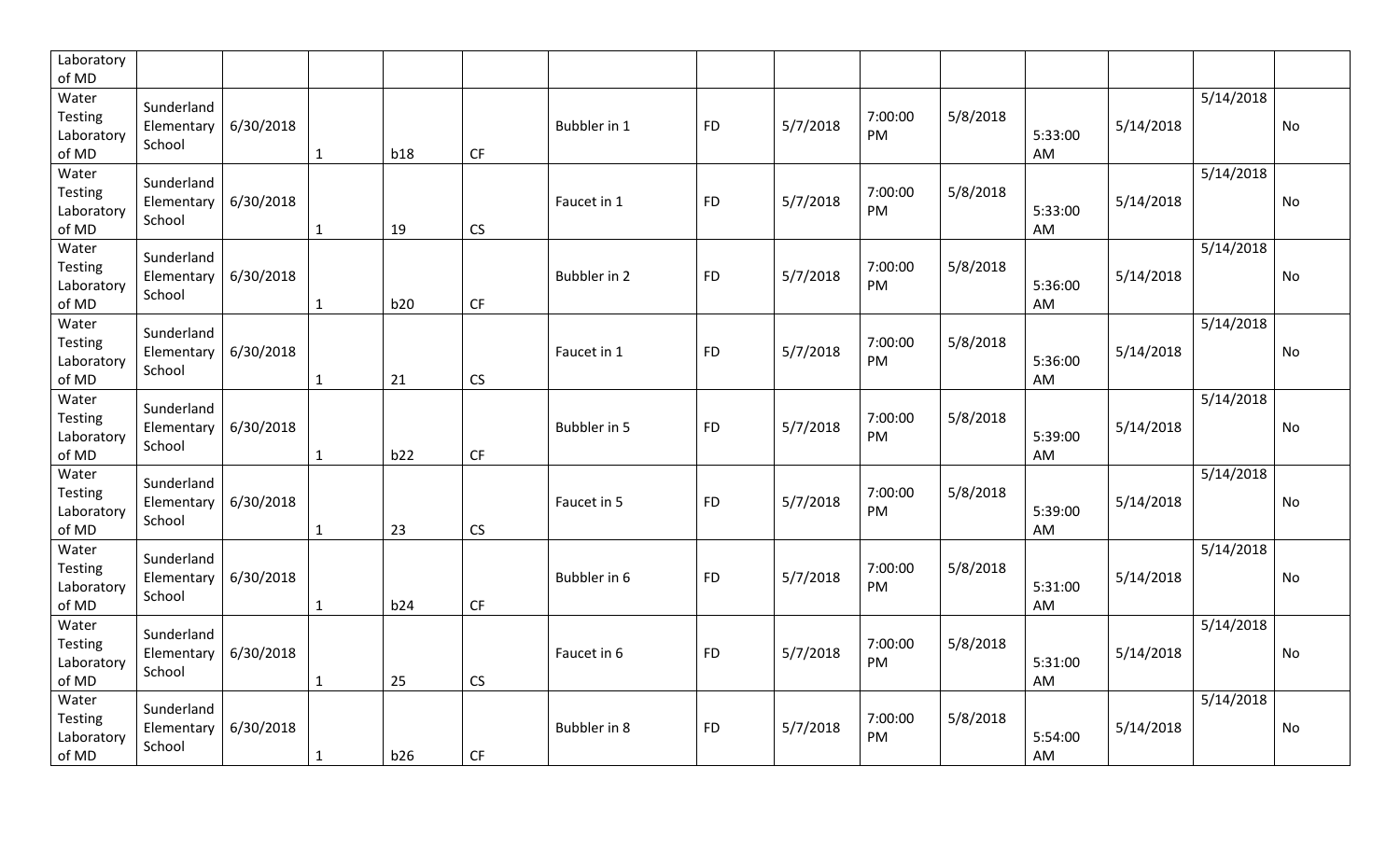| | | | | | | | | | | | | | |
|---|---|---|---|---|---|---|---|---|---|---|---|---|---|
| Laboratory of MD | | | | | | | | | | | | | |
| Water Testing Laboratory of MD | Sunderland Elementary School | 6/30/2018 | 1 | b18 | CF | Bubbler in 1 | FD | 5/7/2018 | 7:00:00 PM | 5/8/2018 | 5:33:00 AM | 5/14/2018 | 5/14/2018 | No |
| Water Testing Laboratory of MD | Sunderland Elementary School | 6/30/2018 | 1 | 19 | CS | Faucet in 1 | FD | 5/7/2018 | 7:00:00 PM | 5/8/2018 | 5:33:00 AM | 5/14/2018 | 5/14/2018 | No |
| Water Testing Laboratory of MD | Sunderland Elementary School | 6/30/2018 | 1 | b20 | CF | Bubbler in 2 | FD | 5/7/2018 | 7:00:00 PM | 5/8/2018 | 5:36:00 AM | 5/14/2018 | 5/14/2018 | No |
| Water Testing Laboratory of MD | Sunderland Elementary School | 6/30/2018 | 1 | 21 | CS | Faucet in 1 | FD | 5/7/2018 | 7:00:00 PM | 5/8/2018 | 5:36:00 AM | 5/14/2018 | 5/14/2018 | No |
| Water Testing Laboratory of MD | Sunderland Elementary School | 6/30/2018 | 1 | b22 | CF | Bubbler in 5 | FD | 5/7/2018 | 7:00:00 PM | 5/8/2018 | 5:39:00 AM | 5/14/2018 | 5/14/2018 | No |
| Water Testing Laboratory of MD | Sunderland Elementary School | 6/30/2018 | 1 | 23 | CS | Faucet in 5 | FD | 5/7/2018 | 7:00:00 PM | 5/8/2018 | 5:39:00 AM | 5/14/2018 | 5/14/2018 | No |
| Water Testing Laboratory of MD | Sunderland Elementary School | 6/30/2018 | 1 | b24 | CF | Bubbler in 6 | FD | 5/7/2018 | 7:00:00 PM | 5/8/2018 | 5:31:00 AM | 5/14/2018 | 5/14/2018 | No |
| Water Testing Laboratory of MD | Sunderland Elementary School | 6/30/2018 | 1 | 25 | CS | Faucet in 6 | FD | 5/7/2018 | 7:00:00 PM | 5/8/2018 | 5:31:00 AM | 5/14/2018 | 5/14/2018 | No |
| Water Testing Laboratory of MD | Sunderland Elementary School | 6/30/2018 | 1 | b26 | CF | Bubbler in 8 | FD | 5/7/2018 | 7:00:00 PM | 5/8/2018 | 5:54:00 AM | 5/14/2018 | 5/14/2018 | No |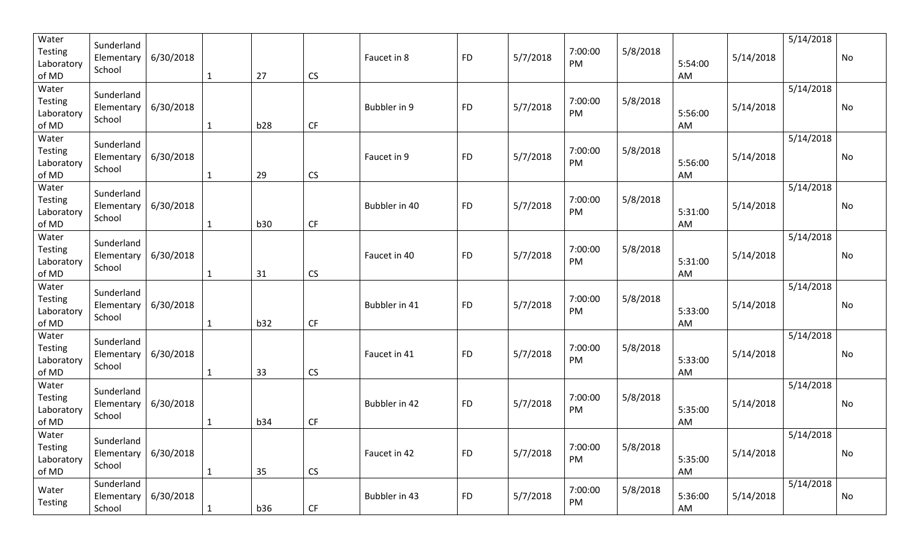| | | | | | | | | | | | | | | |
|---|---|---|---|---|---|---|---|---|---|---|---|---|---|---|
| Water Testing Laboratory of MD | Sunderland Elementary School | 6/30/2018 | 1 | 27 | CS | Faucet in 8 | FD | 5/7/2018 | 7:00:00 PM | 5/8/2018 | 5:54:00 AM | 5/14/2018 | 5/14/2018 | No |
| Water Testing Laboratory of MD | Sunderland Elementary School | 6/30/2018 | 1 | b28 | CF | Bubbler in 9 | FD | 5/7/2018 | 7:00:00 PM | 5/8/2018 | 5:56:00 AM | 5/14/2018 | 5/14/2018 | No |
| Water Testing Laboratory of MD | Sunderland Elementary School | 6/30/2018 | 1 | 29 | CS | Faucet in 9 | FD | 5/7/2018 | 7:00:00 PM | 5/8/2018 | 5:56:00 AM | 5/14/2018 | 5/14/2018 | No |
| Water Testing Laboratory of MD | Sunderland Elementary School | 6/30/2018 | 1 | b30 | CF | Bubbler in 40 | FD | 5/7/2018 | 7:00:00 PM | 5/8/2018 | 5:31:00 AM | 5/14/2018 | 5/14/2018 | No |
| Water Testing Laboratory of MD | Sunderland Elementary School | 6/30/2018 | 1 | 31 | CS | Faucet in 40 | FD | 5/7/2018 | 7:00:00 PM | 5/8/2018 | 5:31:00 AM | 5/14/2018 | 5/14/2018 | No |
| Water Testing Laboratory of MD | Sunderland Elementary School | 6/30/2018 | 1 | b32 | CF | Bubbler in 41 | FD | 5/7/2018 | 7:00:00 PM | 5/8/2018 | 5:33:00 AM | 5/14/2018 | 5/14/2018 | No |
| Water Testing Laboratory of MD | Sunderland Elementary School | 6/30/2018 | 1 | 33 | CS | Faucet in 41 | FD | 5/7/2018 | 7:00:00 PM | 5/8/2018 | 5:33:00 AM | 5/14/2018 | 5/14/2018 | No |
| Water Testing Laboratory of MD | Sunderland Elementary School | 6/30/2018 | 1 | b34 | CF | Bubbler in 42 | FD | 5/7/2018 | 7:00:00 PM | 5/8/2018 | 5:35:00 AM | 5/14/2018 | 5/14/2018 | No |
| Water Testing Laboratory of MD | Sunderland Elementary School | 6/30/2018 | 1 | 35 | CS | Faucet in 42 | FD | 5/7/2018 | 7:00:00 PM | 5/8/2018 | 5:35:00 AM | 5/14/2018 | 5/14/2018 | No |
| Water Testing | Sunderland Elementary School | 6/30/2018 | 1 | b36 | CF | Bubbler in 43 | FD | 5/7/2018 | 7:00:00 PM | 5/8/2018 | 5:36:00 AM | 5/14/2018 | 5/14/2018 | No |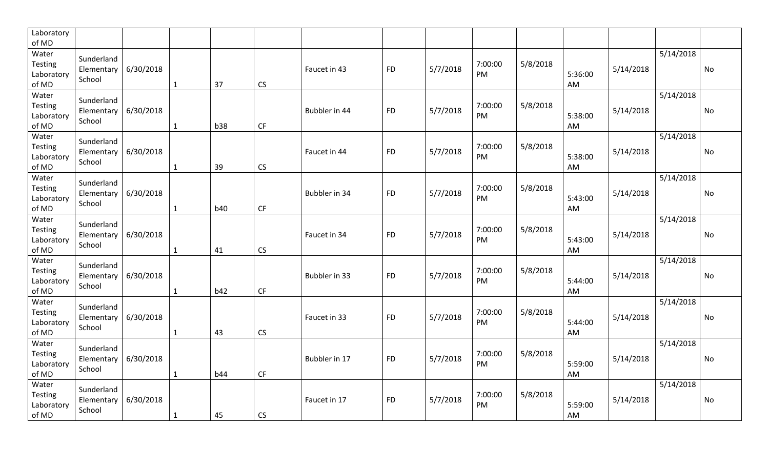| | | | | | | | | | | | | | | |
|---|---|---|---|---|---|---|---|---|---|---|---|---|---|---|
| Laboratory of MD | | | | | | | | | | | | | | |
| Water Testing Laboratory of MD | Sunderland Elementary School | 6/30/2018 | 1 | 37 | CS | Faucet in 43 | FD | 5/7/2018 | 7:00:00 PM | 5/8/2018 | 5:36:00 AM | 5/14/2018 | 5/14/2018 | No |
| Water Testing Laboratory of MD | Sunderland Elementary School | 6/30/2018 | 1 | b38 | CF | Bubbler in 44 | FD | 5/7/2018 | 7:00:00 PM | 5/8/2018 | 5:38:00 AM | 5/14/2018 | 5/14/2018 | No |
| Water Testing Laboratory of MD | Sunderland Elementary School | 6/30/2018 | 1 | 39 | CS | Faucet in 44 | FD | 5/7/2018 | 7:00:00 PM | 5/8/2018 | 5:38:00 AM | 5/14/2018 | 5/14/2018 | No |
| Water Testing Laboratory of MD | Sunderland Elementary School | 6/30/2018 | 1 | b40 | CF | Bubbler in 34 | FD | 5/7/2018 | 7:00:00 PM | 5/8/2018 | 5:43:00 AM | 5/14/2018 | 5/14/2018 | No |
| Water Testing Laboratory of MD | Sunderland Elementary School | 6/30/2018 | 1 | 41 | CS | Faucet in 34 | FD | 5/7/2018 | 7:00:00 PM | 5/8/2018 | 5:43:00 AM | 5/14/2018 | 5/14/2018 | No |
| Water Testing Laboratory of MD | Sunderland Elementary School | 6/30/2018 | 1 | b42 | CF | Bubbler in 33 | FD | 5/7/2018 | 7:00:00 PM | 5/8/2018 | 5:44:00 AM | 5/14/2018 | 5/14/2018 | No |
| Water Testing Laboratory of MD | Sunderland Elementary School | 6/30/2018 | 1 | 43 | CS | Faucet in 33 | FD | 5/7/2018 | 7:00:00 PM | 5/8/2018 | 5:44:00 AM | 5/14/2018 | 5/14/2018 | No |
| Water Testing Laboratory of MD | Sunderland Elementary School | 6/30/2018 | 1 | b44 | CF | Bubbler in 17 | FD | 5/7/2018 | 7:00:00 PM | 5/8/2018 | 5:59:00 AM | 5/14/2018 | 5/14/2018 | No |
| Water Testing Laboratory of MD | Sunderland Elementary School | 6/30/2018 | 1 | 45 | CS | Faucet in 17 | FD | 5/7/2018 | 7:00:00 PM | 5/8/2018 | 5:59:00 AM | 5/14/2018 | 5/14/2018 | No |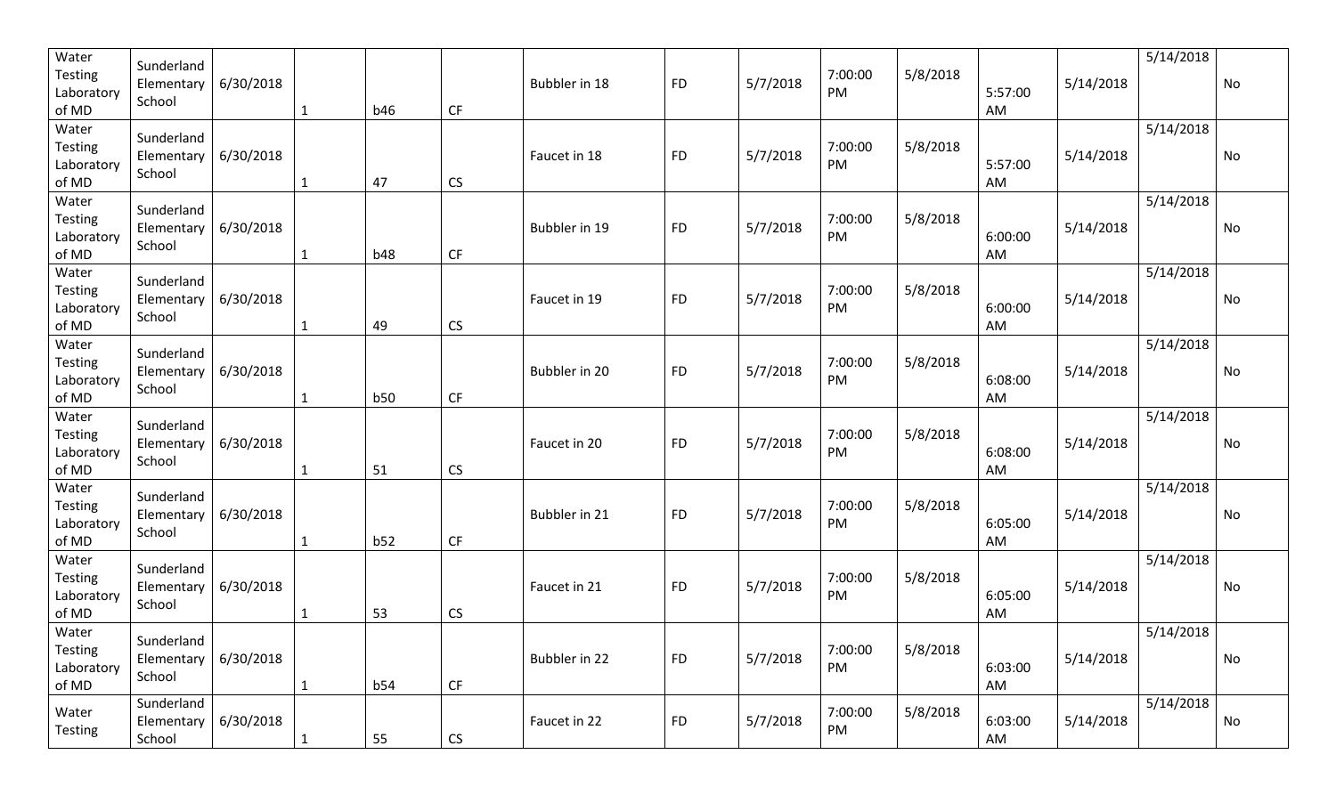| | | | | | | | | | | | | | | |
|---|---|---|---|---|---|---|---|---|---|---|---|---|---|---|
| Water Testing Laboratory of MD | Sunderland Elementary School | 6/30/2018 | 1 | b46 | CF | Bubbler in 18 | FD | 5/7/2018 | 7:00:00 PM | 5/8/2018 | 5:57:00 AM | 5/14/2018 | 5/14/2018 | No |
| Water Testing Laboratory of MD | Sunderland Elementary School | 6/30/2018 | 1 | 47 | CS | Faucet in 18 | FD | 5/7/2018 | 7:00:00 PM | 5/8/2018 | 5:57:00 AM | 5/14/2018 | 5/14/2018 | No |
| Water Testing Laboratory of MD | Sunderland Elementary School | 6/30/2018 | 1 | b48 | CF | Bubbler in 19 | FD | 5/7/2018 | 7:00:00 PM | 5/8/2018 | 6:00:00 AM | 5/14/2018 | 5/14/2018 | No |
| Water Testing Laboratory of MD | Sunderland Elementary School | 6/30/2018 | 1 | 49 | CS | Faucet in 19 | FD | 5/7/2018 | 7:00:00 PM | 5/8/2018 | 6:00:00 AM | 5/14/2018 | 5/14/2018 | No |
| Water Testing Laboratory of MD | Sunderland Elementary School | 6/30/2018 | 1 | b50 | CF | Bubbler in 20 | FD | 5/7/2018 | 7:00:00 PM | 5/8/2018 | 6:08:00 AM | 5/14/2018 | 5/14/2018 | No |
| Water Testing Laboratory of MD | Sunderland Elementary School | 6/30/2018 | 1 | 51 | CS | Faucet in 20 | FD | 5/7/2018 | 7:00:00 PM | 5/8/2018 | 6:08:00 AM | 5/14/2018 | 5/14/2018 | No |
| Water Testing Laboratory of MD | Sunderland Elementary School | 6/30/2018 | 1 | b52 | CF | Bubbler in 21 | FD | 5/7/2018 | 7:00:00 PM | 5/8/2018 | 6:05:00 AM | 5/14/2018 | 5/14/2018 | No |
| Water Testing Laboratory of MD | Sunderland Elementary School | 6/30/2018 | 1 | 53 | CS | Faucet in 21 | FD | 5/7/2018 | 7:00:00 PM | 5/8/2018 | 6:05:00 AM | 5/14/2018 | 5/14/2018 | No |
| Water Testing Laboratory of MD | Sunderland Elementary School | 6/30/2018 | 1 | b54 | CF | Bubbler in 22 | FD | 5/7/2018 | 7:00:00 PM | 5/8/2018 | 6:03:00 AM | 5/14/2018 | 5/14/2018 | No |
| Water Testing | Sunderland Elementary School | 6/30/2018 | 1 | 55 | CS | Faucet in 22 | FD | 5/7/2018 | 7:00:00 PM | 5/8/2018 | 6:03:00 AM | 5/14/2018 | 5/14/2018 | No |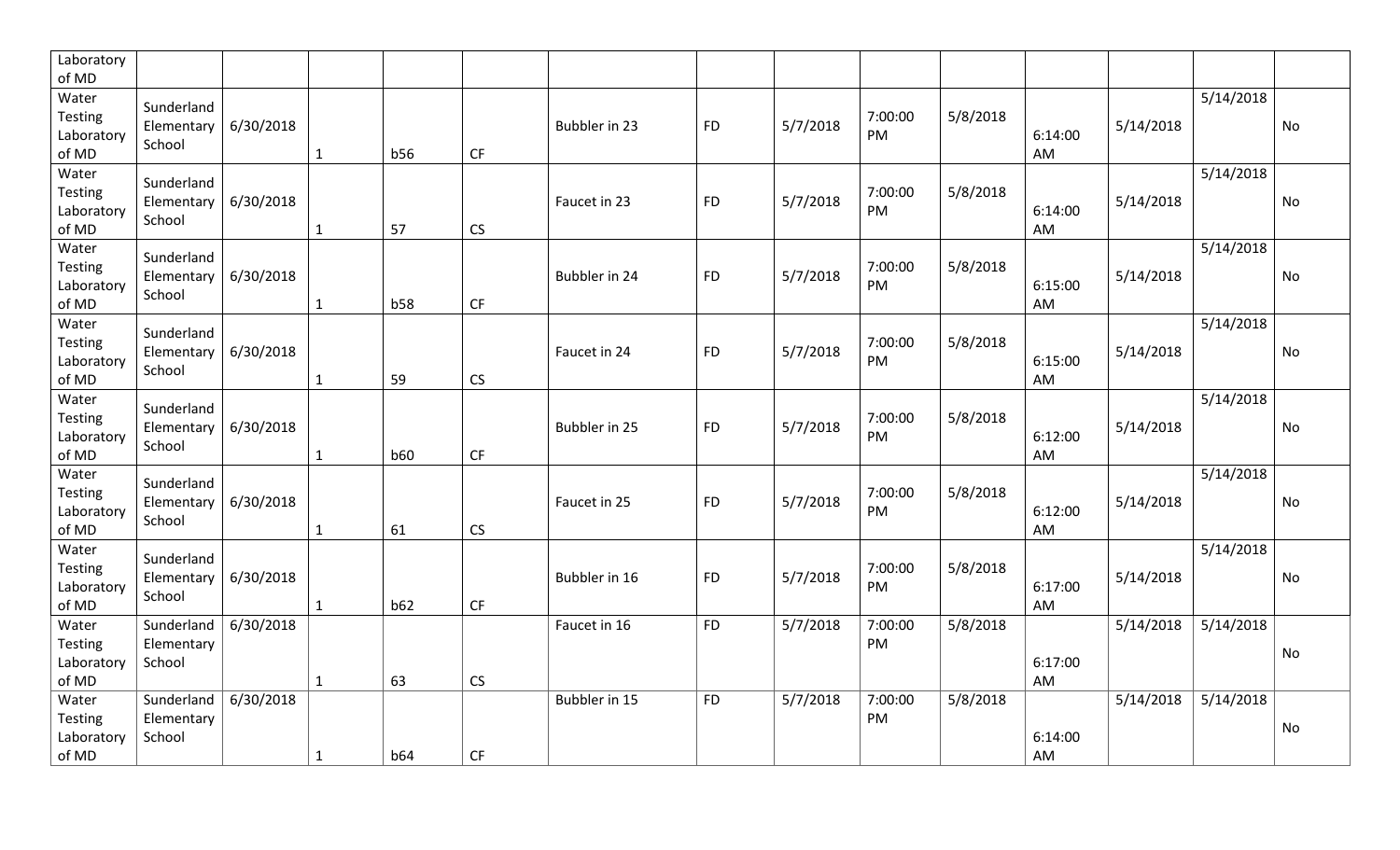| Laboratory of MD | | | | | | | | | | | | | | |
|---|---|---|---|---|---|---|---|---|---|---|---|---|---|---|
| Water Testing Laboratory of MD | Sunderland Elementary School | 6/30/2018 | 1 | b56 | CF | Bubbler in 23 | FD | 5/7/2018 | 7:00:00 PM | 5/8/2018 | 6:14:00 AM | 5/14/2018 | 5/14/2018 | No |
| Water Testing Laboratory of MD | Sunderland Elementary School | 6/30/2018 | 1 | 57 | CS | Faucet in 23 | FD | 5/7/2018 | 7:00:00 PM | 5/8/2018 | 6:14:00 AM | 5/14/2018 | 5/14/2018 | No |
| Water Testing Laboratory of MD | Sunderland Elementary School | 6/30/2018 | 1 | b58 | CF | Bubbler in 24 | FD | 5/7/2018 | 7:00:00 PM | 5/8/2018 | 6:15:00 AM | 5/14/2018 | 5/14/2018 | No |
| Water Testing Laboratory of MD | Sunderland Elementary School | 6/30/2018 | 1 | 59 | CS | Faucet in 24 | FD | 5/7/2018 | 7:00:00 PM | 5/8/2018 | 6:15:00 AM | 5/14/2018 | 5/14/2018 | No |
| Water Testing Laboratory of MD | Sunderland Elementary School | 6/30/2018 | 1 | b60 | CF | Bubbler in 25 | FD | 5/7/2018 | 7:00:00 PM | 5/8/2018 | 6:12:00 AM | 5/14/2018 | 5/14/2018 | No |
| Water Testing Laboratory of MD | Sunderland Elementary School | 6/30/2018 | 1 | 61 | CS | Faucet in 25 | FD | 5/7/2018 | 7:00:00 PM | 5/8/2018 | 6:12:00 AM | 5/14/2018 | 5/14/2018 | No |
| Water Testing Laboratory of MD | Sunderland Elementary School | 6/30/2018 | 1 | b62 | CF | Bubbler in 16 | FD | 5/7/2018 | 7:00:00 PM | 5/8/2018 | 6:17:00 AM | 5/14/2018 | 5/14/2018 | No |
| Water Testing Laboratory of MD | Sunderland Elementary School | 6/30/2018 | 1 | 63 | CS | Faucet in 16 | FD | 5/7/2018 | 7:00:00 PM | 5/8/2018 | 6:17:00 AM | 5/14/2018 | 5/14/2018 | No |
| Water Testing Laboratory of MD | Sunderland Elementary School | 6/30/2018 | 1 | b64 | CF | Bubbler in 15 | FD | 5/7/2018 | 7:00:00 PM | 5/8/2018 | 6:14:00 AM | 5/14/2018 | 5/14/2018 | No |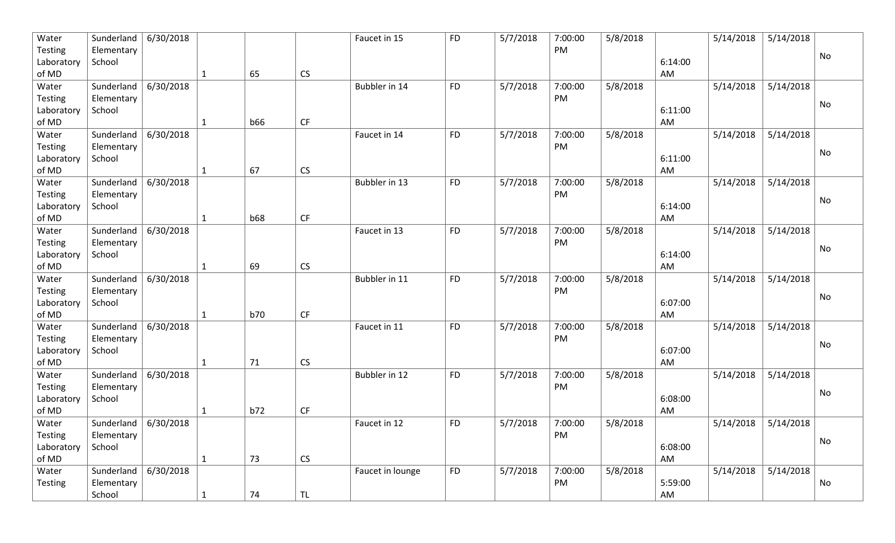| Water Testing Laboratory of MD | Sunderland Elementary School | 6/30/2018 | 1 | 65 | CS | Faucet in 15 | FD | 5/7/2018 | 7:00:00 PM | 5/8/2018 | 6:14:00 AM | 5/14/2018 | 5/14/2018 | No |
|---|---|---|---|---|---|---|---|---|---|---|---|---|---|---|
| Water Testing Laboratory of MD | Sunderland Elementary School | 6/30/2018 | 1 | b66 | CF | Bubbler in 14 | FD | 5/7/2018 | 7:00:00 PM | 5/8/2018 | 6:11:00 AM | 5/14/2018 | 5/14/2018 | No |
| Water Testing Laboratory of MD | Sunderland Elementary School | 6/30/2018 | 1 | 67 | CS | Faucet in 14 | FD | 5/7/2018 | 7:00:00 PM | 5/8/2018 | 6:11:00 AM | 5/14/2018 | 5/14/2018 | No |
| Water Testing Laboratory of MD | Sunderland Elementary School | 6/30/2018 | 1 | b68 | CF | Bubbler in 13 | FD | 5/7/2018 | 7:00:00 PM | 5/8/2018 | 6:14:00 AM | 5/14/2018 | 5/14/2018 | No |
| Water Testing Laboratory of MD | Sunderland Elementary School | 6/30/2018 | 1 | 69 | CS | Faucet in 13 | FD | 5/7/2018 | 7:00:00 PM | 5/8/2018 | 6:14:00 AM | 5/14/2018 | 5/14/2018 | No |
| Water Testing Laboratory of MD | Sunderland Elementary School | 6/30/2018 | 1 | b70 | CF | Bubbler in 11 | FD | 5/7/2018 | 7:00:00 PM | 5/8/2018 | 6:07:00 AM | 5/14/2018 | 5/14/2018 | No |
| Water Testing Laboratory of MD | Sunderland Elementary School | 6/30/2018 | 1 | 71 | CS | Faucet in 11 | FD | 5/7/2018 | 7:00:00 PM | 5/8/2018 | 6:07:00 AM | 5/14/2018 | 5/14/2018 | No |
| Water Testing Laboratory of MD | Sunderland Elementary School | 6/30/2018 | 1 | b72 | CF | Bubbler in 12 | FD | 5/7/2018 | 7:00:00 PM | 5/8/2018 | 6:08:00 AM | 5/14/2018 | 5/14/2018 | No |
| Water Testing Laboratory of MD | Sunderland Elementary School | 6/30/2018 | 1 | 73 | CS | Faucet in 12 | FD | 5/7/2018 | 7:00:00 PM | 5/8/2018 | 6:08:00 AM | 5/14/2018 | 5/14/2018 | No |
| Water Testing | Sunderland Elementary School | 6/30/2018 | 1 | 74 | TL | Faucet in lounge | FD | 5/7/2018 | 7:00:00 PM | 5/8/2018 | 5:59:00 AM | 5/14/2018 | 5/14/2018 | No |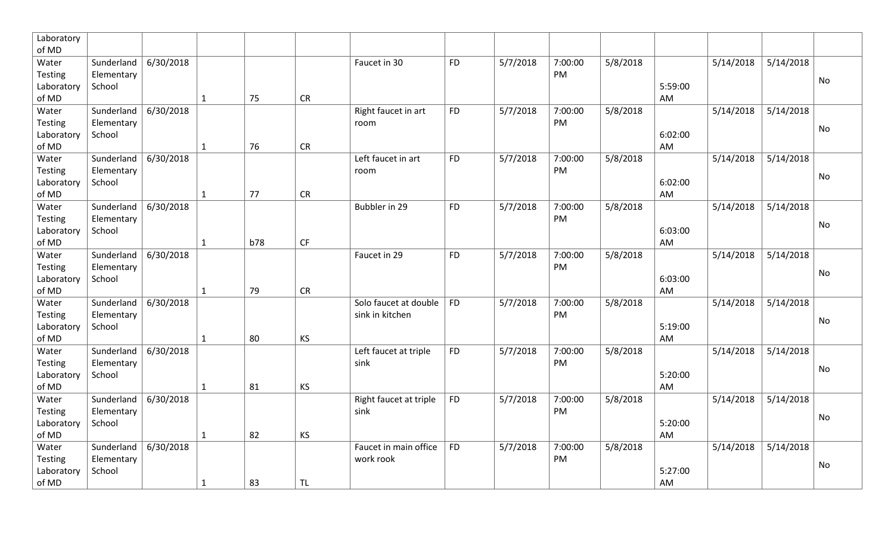| | | | | | | | | | | | | | | |
|---|---|---|---|---|---|---|---|---|---|---|---|---|---|---|
| Laboratory of MD | | | | | | | | | | | | | | |
| Water Testing Laboratory of MD | Sunderland Elementary School | 6/30/2018 | 1 | 75 | CR | Faucet in 30 | FD | 5/7/2018 | 7:00:00 PM | 5/8/2018 | 5:59:00 AM | 5/14/2018 | 5/14/2018 | No |
| Water Testing Laboratory of MD | Sunderland Elementary School | 6/30/2018 | 1 | 76 | CR | Right faucet in art room | FD | 5/7/2018 | 7:00:00 PM | 5/8/2018 | 6:02:00 AM | 5/14/2018 | 5/14/2018 | No |
| Water Testing Laboratory of MD | Sunderland Elementary School | 6/30/2018 | 1 | 77 | CR | Left faucet in art room | FD | 5/7/2018 | 7:00:00 PM | 5/8/2018 | 6:02:00 AM | 5/14/2018 | 5/14/2018 | No |
| Water Testing Laboratory of MD | Sunderland Elementary School | 6/30/2018 | 1 | b78 | CF | Bubbler in 29 | FD | 5/7/2018 | 7:00:00 PM | 5/8/2018 | 6:03:00 AM | 5/14/2018 | 5/14/2018 | No |
| Water Testing Laboratory of MD | Sunderland Elementary School | 6/30/2018 | 1 | 79 | CR | Faucet in 29 | FD | 5/7/2018 | 7:00:00 PM | 5/8/2018 | 6:03:00 AM | 5/14/2018 | 5/14/2018 | No |
| Water Testing Laboratory of MD | Sunderland Elementary School | 6/30/2018 | 1 | 80 | KS | Solo faucet at double sink in kitchen | FD | 5/7/2018 | 7:00:00 PM | 5/8/2018 | 5:19:00 AM | 5/14/2018 | 5/14/2018 | No |
| Water Testing Laboratory of MD | Sunderland Elementary School | 6/30/2018 | 1 | 81 | KS | Left faucet at triple sink | FD | 5/7/2018 | 7:00:00 PM | 5/8/2018 | 5:20:00 AM | 5/14/2018 | 5/14/2018 | No |
| Water Testing Laboratory of MD | Sunderland Elementary School | 6/30/2018 | 1 | 82 | KS | Right faucet at triple sink | FD | 5/7/2018 | 7:00:00 PM | 5/8/2018 | 5:20:00 AM | 5/14/2018 | 5/14/2018 | No |
| Water Testing Laboratory of MD | Sunderland Elementary School | 6/30/2018 | 1 | 83 | TL | Faucet in main office work rook | FD | 5/7/2018 | 7:00:00 PM | 5/8/2018 | 5:27:00 AM | 5/14/2018 | 5/14/2018 | No |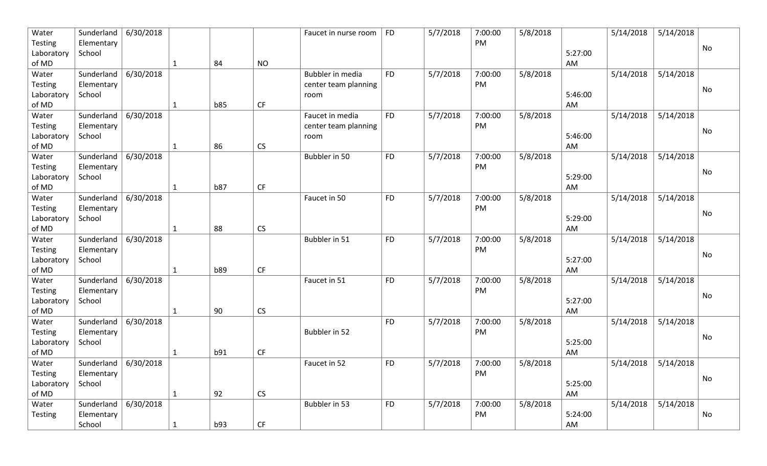| Water Testing Laboratory of MD | Sunderland Elementary School | 6/30/2018 | 1 | 84 | NO | Faucet in nurse room | FD | 5/7/2018 | 7:00:00 PM | 5/8/2018 | 5:27:00 AM | 5/14/2018 | 5/14/2018 | No |
|---|---|---|---|---|---|---|---|---|---|---|---|---|---|---|
| Water Testing Laboratory of MD | Sunderland Elementary School | 6/30/2018 | 1 | b85 | CF | Bubbler in media center team planning room | FD | 5/7/2018 | 7:00:00 PM | 5/8/2018 | 5:46:00 AM | 5/14/2018 | 5/14/2018 | No |
| Water Testing Laboratory of MD | Sunderland Elementary School | 6/30/2018 | 1 | 86 | CS | Faucet in media center team planning room | FD | 5/7/2018 | 7:00:00 PM | 5/8/2018 | 5:46:00 AM | 5/14/2018 | 5/14/2018 | No |
| Water Testing Laboratory of MD | Sunderland Elementary School | 6/30/2018 | 1 | b87 | CF | Bubbler in 50 | FD | 5/7/2018 | 7:00:00 PM | 5/8/2018 | 5:29:00 AM | 5/14/2018 | 5/14/2018 | No |
| Water Testing Laboratory of MD | Sunderland Elementary School | 6/30/2018 | 1 | 88 | CS | Faucet in 50 | FD | 5/7/2018 | 7:00:00 PM | 5/8/2018 | 5:29:00 AM | 5/14/2018 | 5/14/2018 | No |
| Water Testing Laboratory of MD | Sunderland Elementary School | 6/30/2018 | 1 | b89 | CF | Bubbler in 51 | FD | 5/7/2018 | 7:00:00 PM | 5/8/2018 | 5:27:00 AM | 5/14/2018 | 5/14/2018 | No |
| Water Testing Laboratory of MD | Sunderland Elementary School | 6/30/2018 | 1 | 90 | CS | Faucet in 51 | FD | 5/7/2018 | 7:00:00 PM | 5/8/2018 | 5:27:00 AM | 5/14/2018 | 5/14/2018 | No |
| Water Testing Laboratory of MD | Sunderland Elementary School | 6/30/2018 | 1 | b91 | CF | Bubbler in 52 | FD | 5/7/2018 | 7:00:00 PM | 5/8/2018 | 5:25:00 AM | 5/14/2018 | 5/14/2018 | No |
| Water Testing Laboratory of MD | Sunderland Elementary School | 6/30/2018 | 1 | 92 | CS | Faucet in 52 | FD | 5/7/2018 | 7:00:00 PM | 5/8/2018 | 5:25:00 AM | 5/14/2018 | 5/14/2018 | No |
| Water Testing | Sunderland Elementary School | 6/30/2018 | 1 | b93 | CF | Bubbler in 53 | FD | 5/7/2018 | 7:00:00 PM | 5/8/2018 | 5:24:00 AM | 5/14/2018 | 5/14/2018 | No |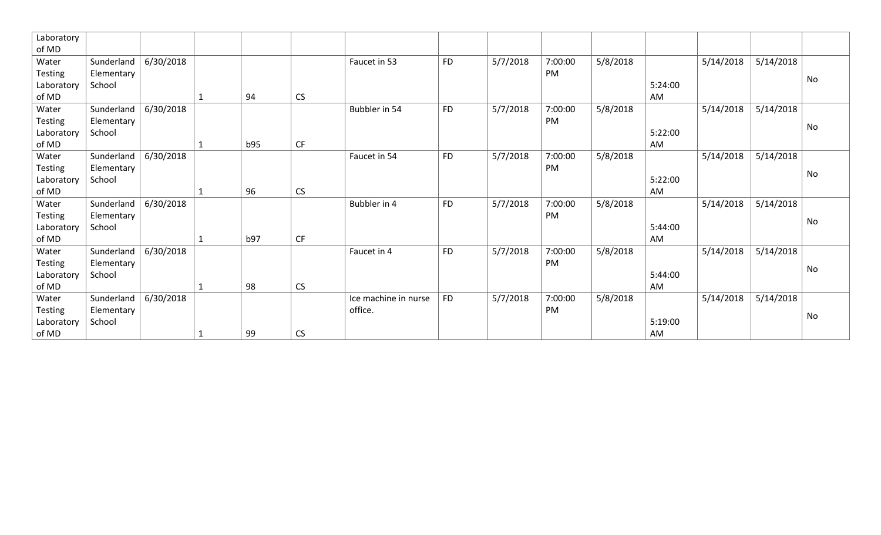| | | | | | | | | | | | | | | |
|---|---|---|---|---|---|---|---|---|---|---|---|---|---|---|
| Laboratory of MD | | | | | | | | | | | | | | |
| Water Testing Laboratory of MD | Sunderland Elementary School | 6/30/2018 | 1 | 94 | CS | Faucet in 53 | FD | 5/7/2018 | 7:00:00 PM | 5/8/2018 | 5:24:00 AM | 5/14/2018 | 5/14/2018 | No |
| Water Testing Laboratory of MD | Sunderland Elementary School | 6/30/2018 | 1 | b95 | CF | Bubbler in 54 | FD | 5/7/2018 | 7:00:00 PM | 5/8/2018 | 5:22:00 AM | 5/14/2018 | 5/14/2018 | No |
| Water Testing Laboratory of MD | Sunderland Elementary School | 6/30/2018 | 1 | 96 | CS | Faucet in 54 | FD | 5/7/2018 | 7:00:00 PM | 5/8/2018 | 5:22:00 AM | 5/14/2018 | 5/14/2018 | No |
| Water Testing Laboratory of MD | Sunderland Elementary School | 6/30/2018 | 1 | b97 | CF | Bubbler in 4 | FD | 5/7/2018 | 7:00:00 PM | 5/8/2018 | 5:44:00 AM | 5/14/2018 | 5/14/2018 | No |
| Water Testing Laboratory of MD | Sunderland Elementary School | 6/30/2018 | 1 | 98 | CS | Faucet in 4 | FD | 5/7/2018 | 7:00:00 PM | 5/8/2018 | 5:44:00 AM | 5/14/2018 | 5/14/2018 | No |
| Water Testing Laboratory of MD | Sunderland Elementary School | 6/30/2018 | 1 | 99 | CS | Ice machine in nurse office. | FD | 5/7/2018 | 7:00:00 PM | 5/8/2018 | 5:19:00 AM | 5/14/2018 | 5/14/2018 | No |